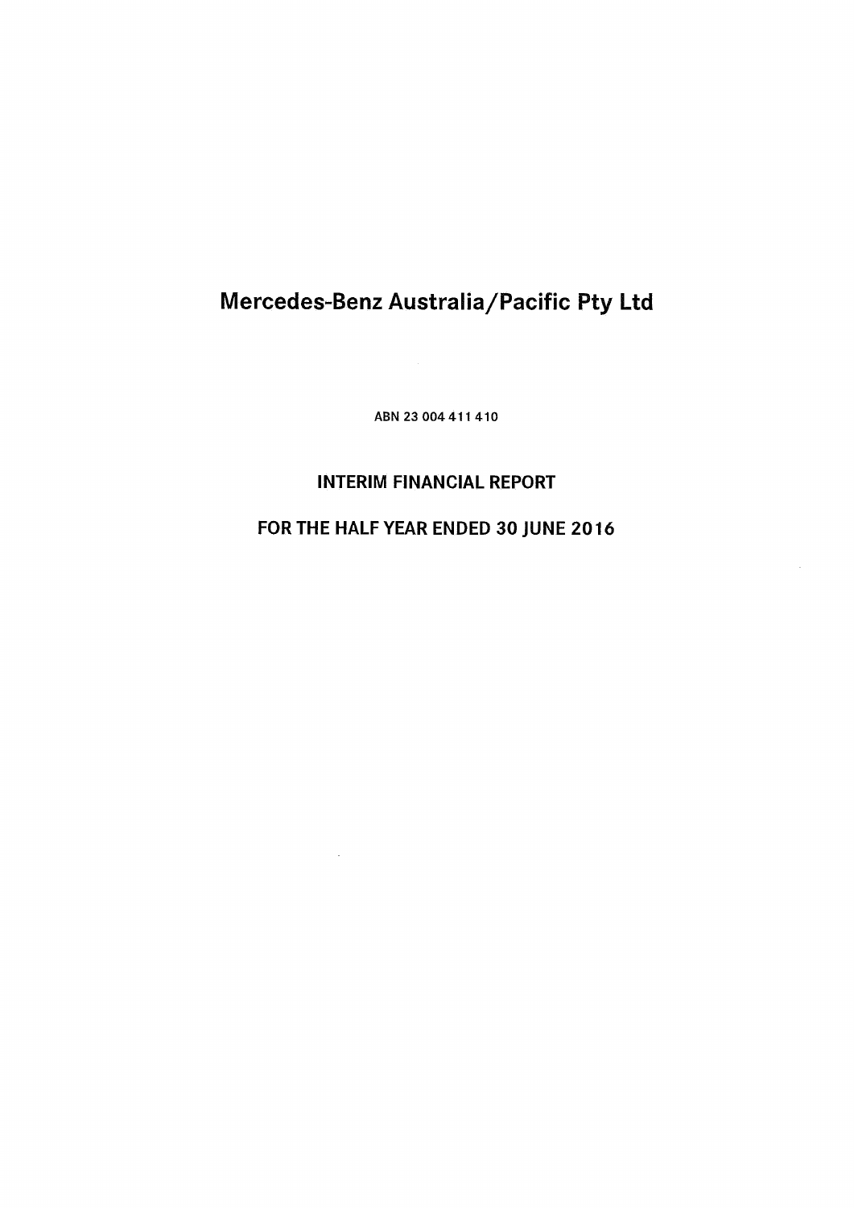# Mercedes-Benz Australia/Pacific Pty Ltd

ABN 23 004 411 410

## INTERIM FINANCIAL REPORT

## FOR THE HALF YEAR ENDED 30 JUNE 2016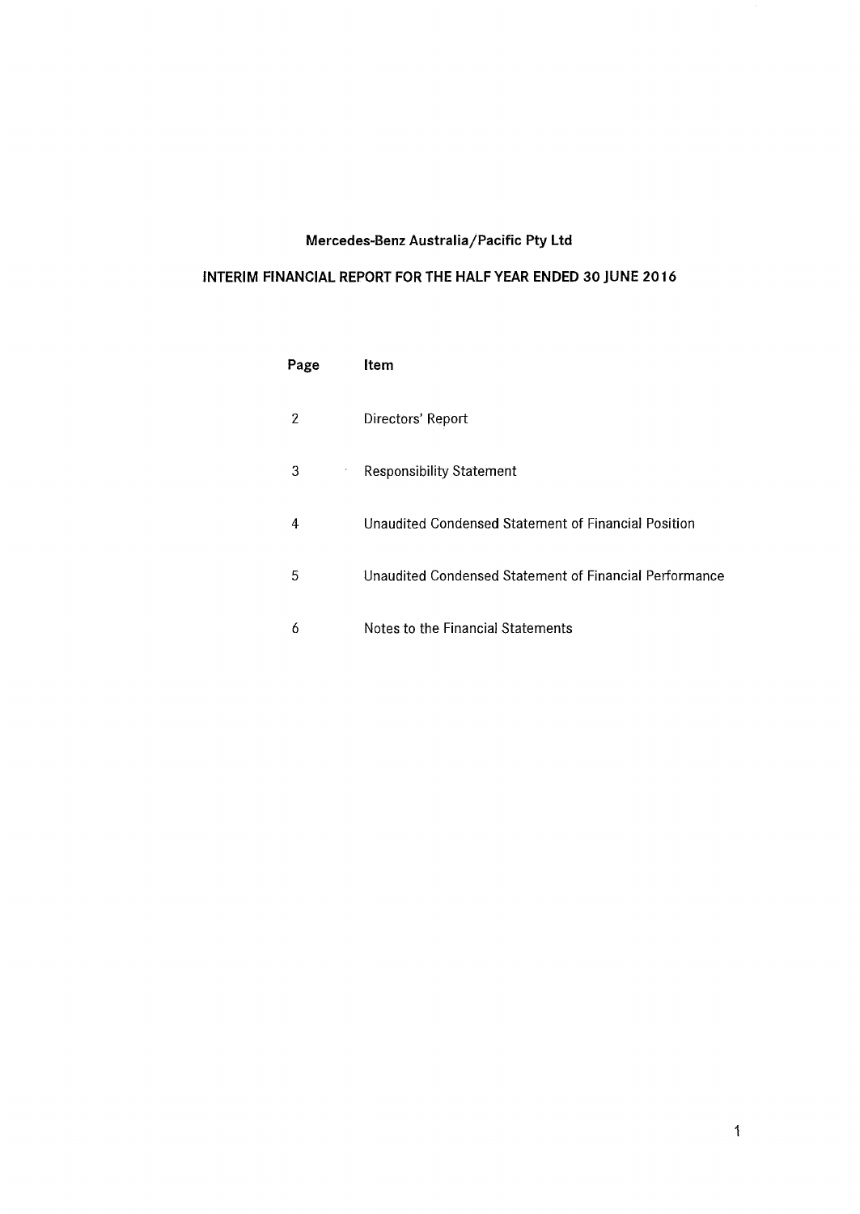**Mercedes-Benz Australia/Pacific Pty Ltd**

**INTERIM FINANCIAL REPORT FOR THE HALF YEAR ENDED 30 JUNE 2016**

| Page | Item |
|---|---|
| 2 | Directors' Report |
| 3 | Responsibility Statement |
| 4 | Unaudited Condensed Statement of Financial Position |
| 5 | Unaudited Condensed Statement of Financial Performance |
| 6 | Notes to the Financial Statements |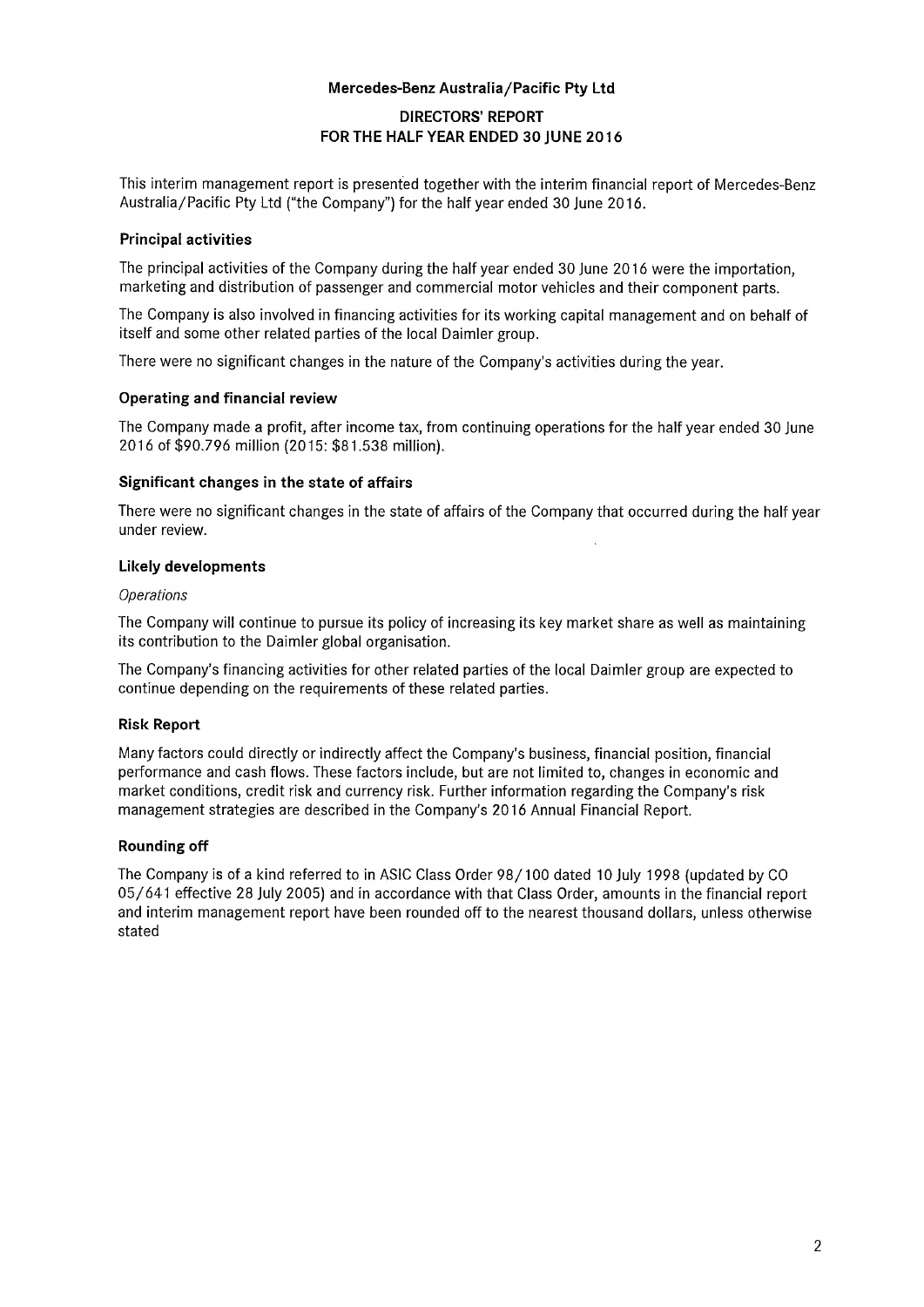**Mercedes-Benz Australia/Pacific Pty Ltd**

# DIRECTORS' REPORT
## FOR THE HALF YEAR ENDED 30 JUNE 2016

This interim management report is presented together with the interim financial report of Mercedes-Benz Australia/Pacific Pty Ltd ("the Company") for the half year ended 30 June 2016.

### Principal activities

The principal activities of the Company during the half year ended 30 June 2016 were the importation, marketing and distribution of passenger and commercial motor vehicles and their component parts.

The Company is also involved in financing activities for its working capital management and on behalf of itself and some other related parties of the local Daimler group.

There were no significant changes in the nature of the Company's activities during the year.

### Operating and financial review

The Company made a profit, after income tax, from continuing operations for the half year ended 30 June 2016 of $90.796 million (2015: $81.538 million).

### Significant changes in the state of affairs

There were no significant changes in the state of affairs of the Company that occurred during the half year under review.

### Likely developments

*Operations*

The Company will continue to pursue its policy of increasing its key market share as well as maintaining its contribution to the Daimler global organisation.

The Company's financing activities for other related parties of the local Daimler group are expected to continue depending on the requirements of these related parties.

### Risk Report

Many factors could directly or indirectly affect the Company's business, financial position, financial performance and cash flows. These factors include, but are not limited to, changes in economic and market conditions, credit risk and currency risk. Further information regarding the Company's risk management strategies are described in the Company's 2016 Annual Financial Report.

### Rounding off

The Company is of a kind referred to in ASIC Class Order 98/100 dated 10 July 1998 (updated by CO 05/641 effective 28 July 2005) and in accordance with that Class Order, amounts in the financial report and interim management report have been rounded off to the nearest thousand dollars, unless otherwise stated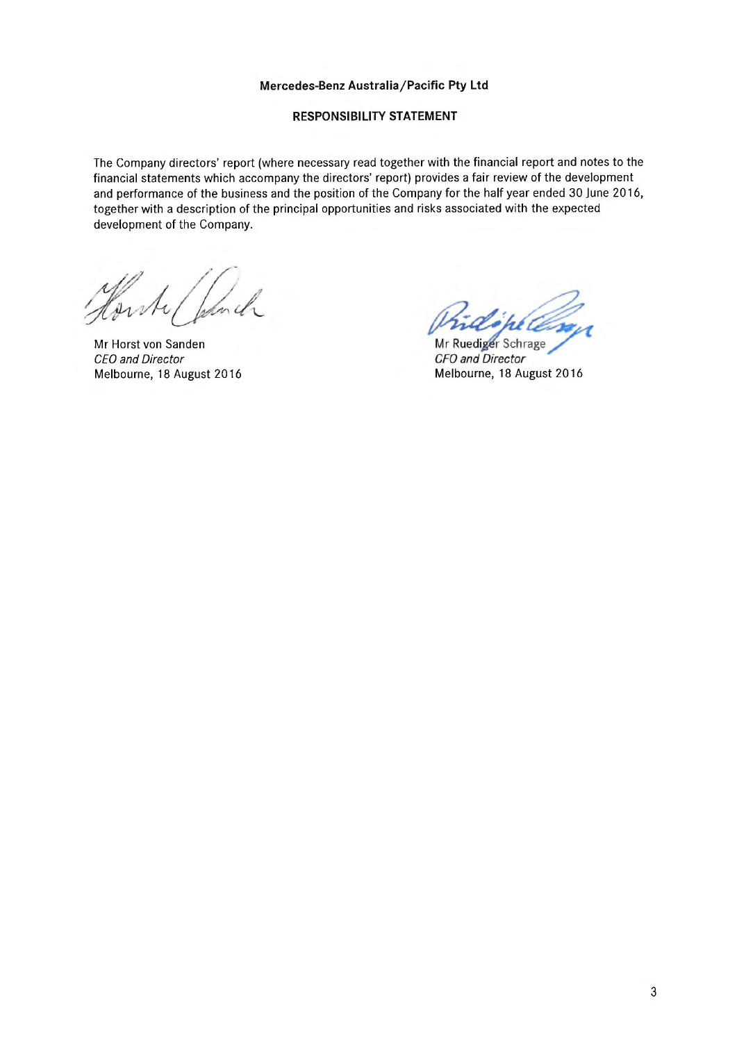**Mercedes-Benz Australia/Pacific Pty Ltd**

**RESPONSIBILITY STATEMENT**

The Company directors' report (where necessary read together with the financial report and notes to the financial statements which accompany the directors' report) provides a fair review of the development and performance of the business and the position of the Company for the half year ended 30 June 2016, together with a description of the principal opportunities and risks associated with the expected development of the Company.

Mr Horst von Sanden
*CEO and Director*
Melbourne, 18 August 2016

Mr Ruediger Schrage
*CFO and Director*
Melbourne, 18 August 2016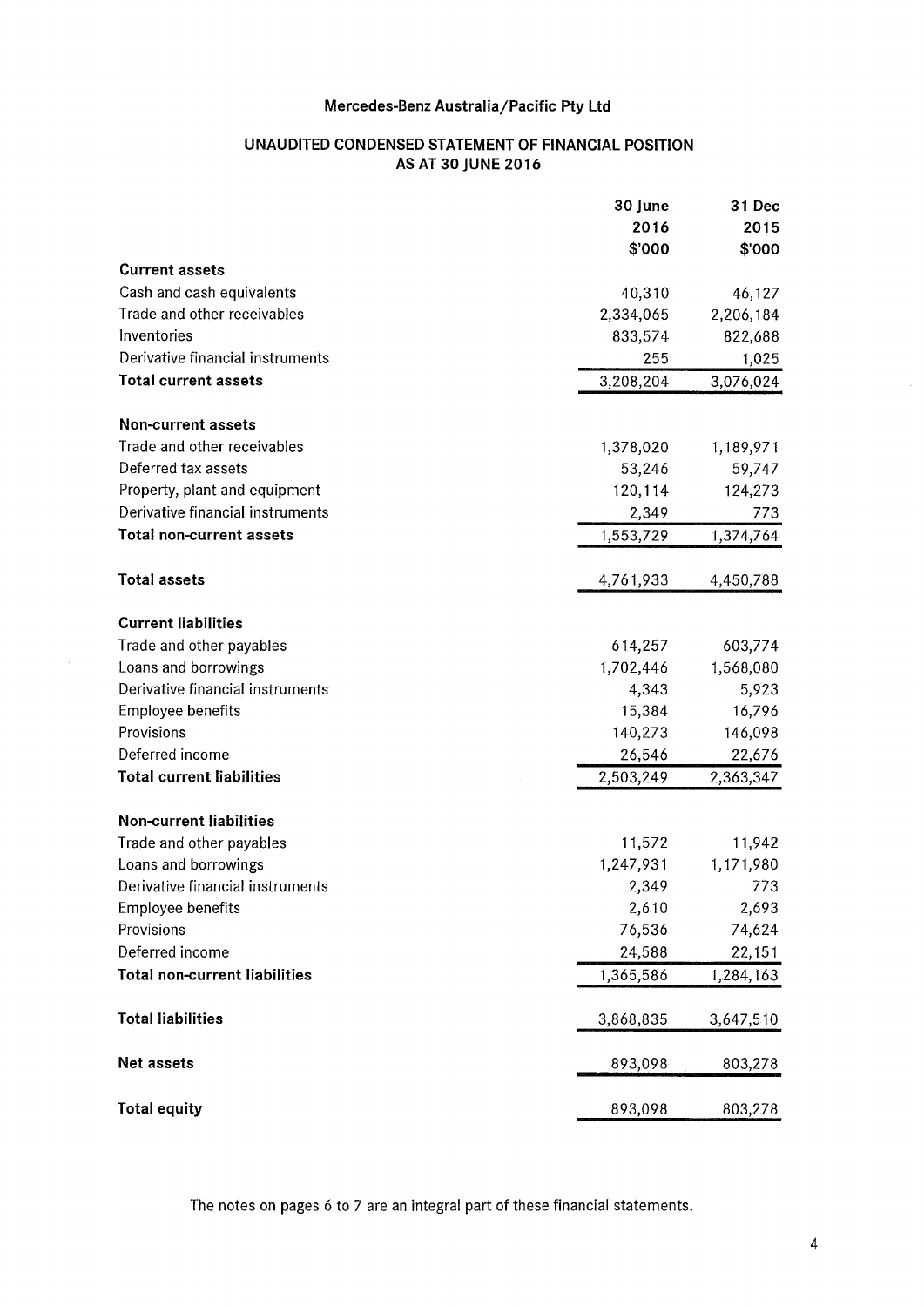# Mercedes-Benz Australia/Pacific Pty Ltd

## UNAUDITED CONDENSED STATEMENT OF FINANCIAL POSITION AS AT 30 JUNE 2016

| | 30 June 2016 $'000 | 31 Dec 2015 $'000 |
|---|---|---|
| **Current assets** | | |
| Cash and cash equivalents | 40,310 | 46,127 |
| Trade and other receivables | 2,334,065 | 2,206,184 |
| Inventories | 833,574 | 822,688 |
| Derivative financial instruments | 255 | 1,025 |
| **Total current assets** | 3,208,204 | 3,076,024 |
| | | |
| **Non-current assets** | | |
| Trade and other receivables | 1,378,020 | 1,189,971 |
| Deferred tax assets | 53,246 | 59,747 |
| Property, plant and equipment | 120,114 | 124,273 |
| Derivative financial instruments | 2,349 | 773 |
| **Total non-current assets** | 1,553,729 | 1,374,764 |
| | | |
| **Total assets** | 4,761,933 | 4,450,788 |
| | | |
| **Current liabilities** | | |
| Trade and other payables | 614,257 | 603,774 |
| Loans and borrowings | 1,702,446 | 1,568,080 |
| Derivative financial instruments | 4,343 | 5,923 |
| Employee benefits | 15,384 | 16,796 |
| Provisions | 140,273 | 146,098 |
| Deferred income | 26,546 | 22,676 |
| **Total current liabilities** | 2,503,249 | 2,363,347 |
| | | |
| **Non-current liabilities** | | |
| Trade and other payables | 11,572 | 11,942 |
| Loans and borrowings | 1,247,931 | 1,171,980 |
| Derivative financial instruments | 2,349 | 773 |
| Employee benefits | 2,610 | 2,693 |
| Provisions | 76,536 | 74,624 |
| Deferred income | 24,588 | 22,151 |
| **Total non-current liabilities** | 1,365,586 | 1,284,163 |
| | | |
| **Total liabilities** | 3,868,835 | 3,647,510 |
| | | |
| **Net assets** | 893,098 | 803,278 |
| | | |
| **Total equity** | 893,098 | 803,278 |

The notes on pages 6 to 7 are an integral part of these financial statements.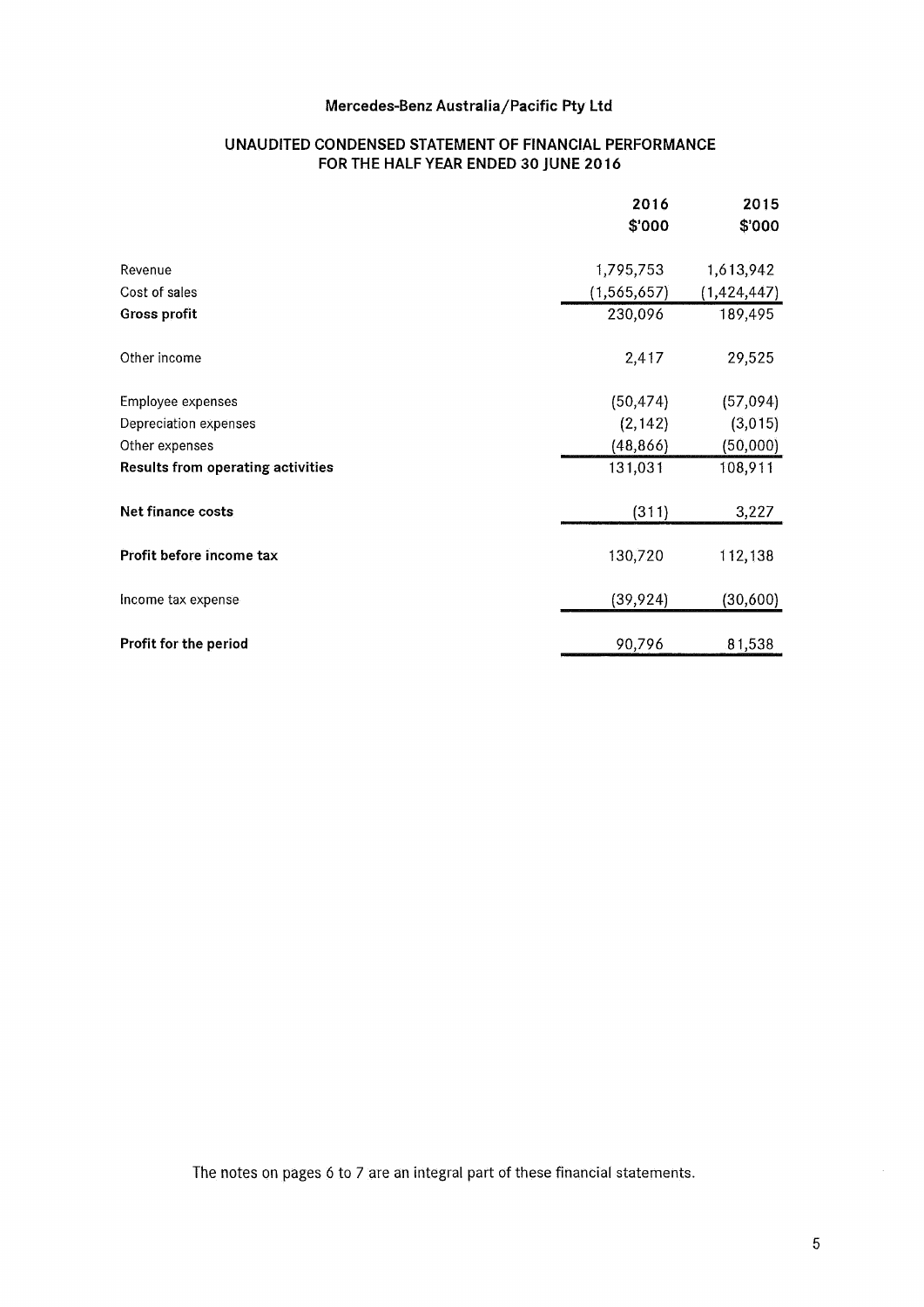**Mercedes-Benz Australia/Pacific Pty Ltd**

## UNAUDITED CONDENSED STATEMENT OF FINANCIAL PERFORMANCE FOR THE HALF YEAR ENDED 30 JUNE 2016

| | 2016 $'000 | 2015 $'000 |
|---|---|---|
| Revenue | 1,795,753 | 1,613,942 |
| Cost of sales | (1,565,657) | (1,424,447) |
| **Gross profit** | 230,096 | 189,495 |
| Other income | 2,417 | 29,525 |
| Employee expenses | (50,474) | (57,094) |
| Depreciation expenses | (2,142) | (3,015) |
| Other expenses | (48,866) | (50,000) |
| **Results from operating activities** | 131,031 | 108,911 |
| **Net finance costs** | (311) | 3,227 |
| **Profit before income tax** | 130,720 | 112,138 |
| Income tax expense | (39,924) | (30,600) |
| **Profit for the period** | 90,796 | 81,538 |

The notes on pages 6 to 7 are an integral part of these financial statements.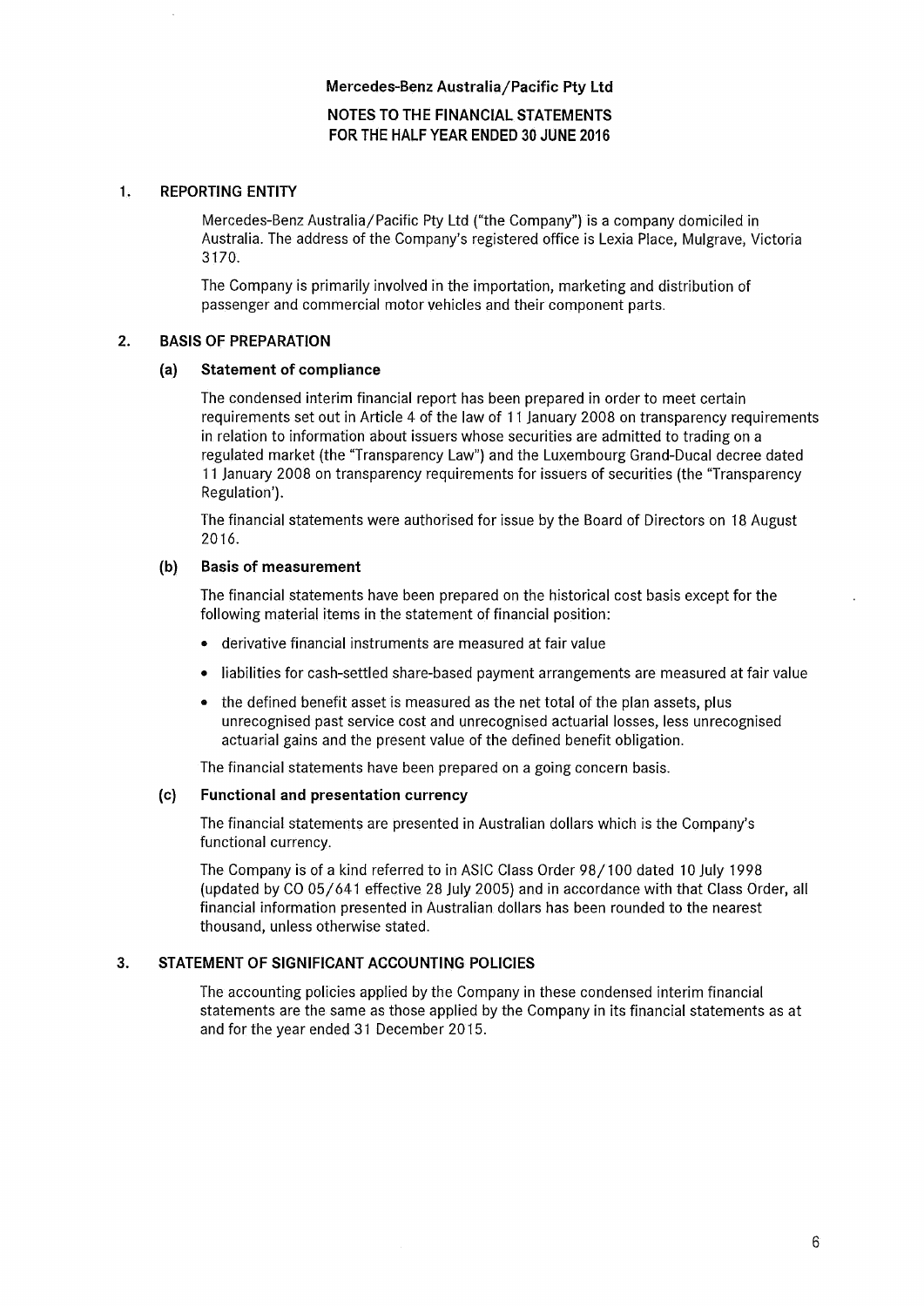**Mercedes-Benz Australia/Pacific Pty Ltd**

**NOTES TO THE FINANCIAL STATEMENTS**
**FOR THE HALF YEAR ENDED 30 JUNE 2016**

## 1. REPORTING ENTITY

Mercedes-Benz Australia/Pacific Pty Ltd ("the Company") is a company domiciled in Australia. The address of the Company's registered office is Lexia Place, Mulgrave, Victoria 3170.

The Company is primarily involved in the importation, marketing and distribution of passenger and commercial motor vehicles and their component parts.

## 2. BASIS OF PREPARATION

### (a) Statement of compliance

The condensed interim financial report has been prepared in order to meet certain requirements set out in Article 4 of the law of 11 January 2008 on transparency requirements in relation to information about issuers whose securities are admitted to trading on a regulated market (the "Transparency Law") and the Luxembourg Grand-Ducal decree dated 11 January 2008 on transparency requirements for issuers of securities (the "Transparency Regulation').

The financial statements were authorised for issue by the Board of Directors on 18 August 2016.

### (b) Basis of measurement

The financial statements have been prepared on the historical cost basis except for the following material items in the statement of financial position:

- derivative financial instruments are measured at fair value
- liabilities for cash-settled share-based payment arrangements are measured at fair value
- the defined benefit asset is measured as the net total of the plan assets, plus unrecognised past service cost and unrecognised actuarial losses, less unrecognised actuarial gains and the present value of the defined benefit obligation.

The financial statements have been prepared on a going concern basis.

### (c) Functional and presentation currency

The financial statements are presented in Australian dollars which is the Company's functional currency.

The Company is of a kind referred to in ASIC Class Order 98/100 dated 10 July 1998 (updated by CO 05/641 effective 28 July 2005) and in accordance with that Class Order, all financial information presented in Australian dollars has been rounded to the nearest thousand, unless otherwise stated.

## 3. STATEMENT OF SIGNIFICANT ACCOUNTING POLICIES

The accounting policies applied by the Company in these condensed interim financial statements are the same as those applied by the Company in its financial statements as at and for the year ended 31 December 2015.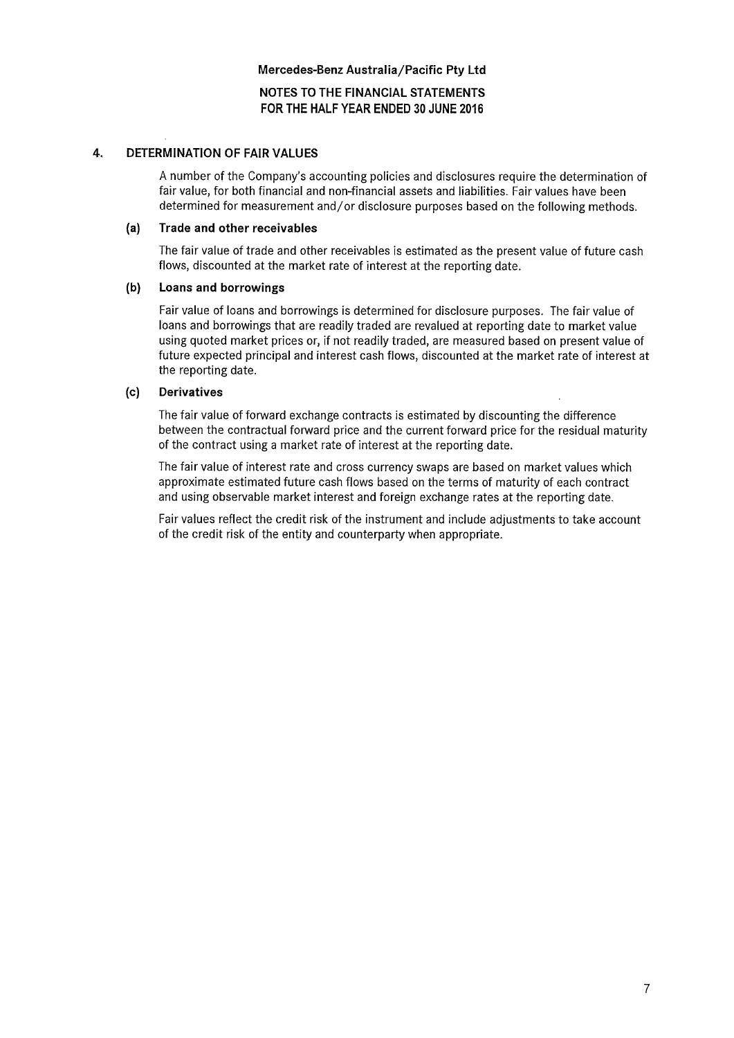## 4. DETERMINATION OF FAIR VALUES

A number of the Company's accounting policies and disclosures require the determination of fair value, for both financial and non-financial assets and liabilities. Fair values have been determined for measurement and/or disclosure purposes based on the following methods.

### (a) Trade and other receivables

The fair value of trade and other receivables is estimated as the present value of future cash flows, discounted at the market rate of interest at the reporting date.

### (b) Loans and borrowings

Fair value of loans and borrowings is determined for disclosure purposes. The fair value of loans and borrowings that are readily traded are revalued at reporting date to market value using quoted market prices or, if not readily traded, are measured based on present value of future expected principal and interest cash flows, discounted at the market rate of interest at the reporting date.

### (c) Derivatives

The fair value of forward exchange contracts is estimated by discounting the difference between the contractual forward price and the current forward price for the residual maturity of the contract using a market rate of interest at the reporting date.

The fair value of interest rate and cross currency swaps are based on market values which approximate estimated future cash flows based on the terms of maturity of each contract and using observable market interest and foreign exchange rates at the reporting date.

Fair values reflect the credit risk of the instrument and include adjustments to take account of the credit risk of the entity and counterparty when appropriate.